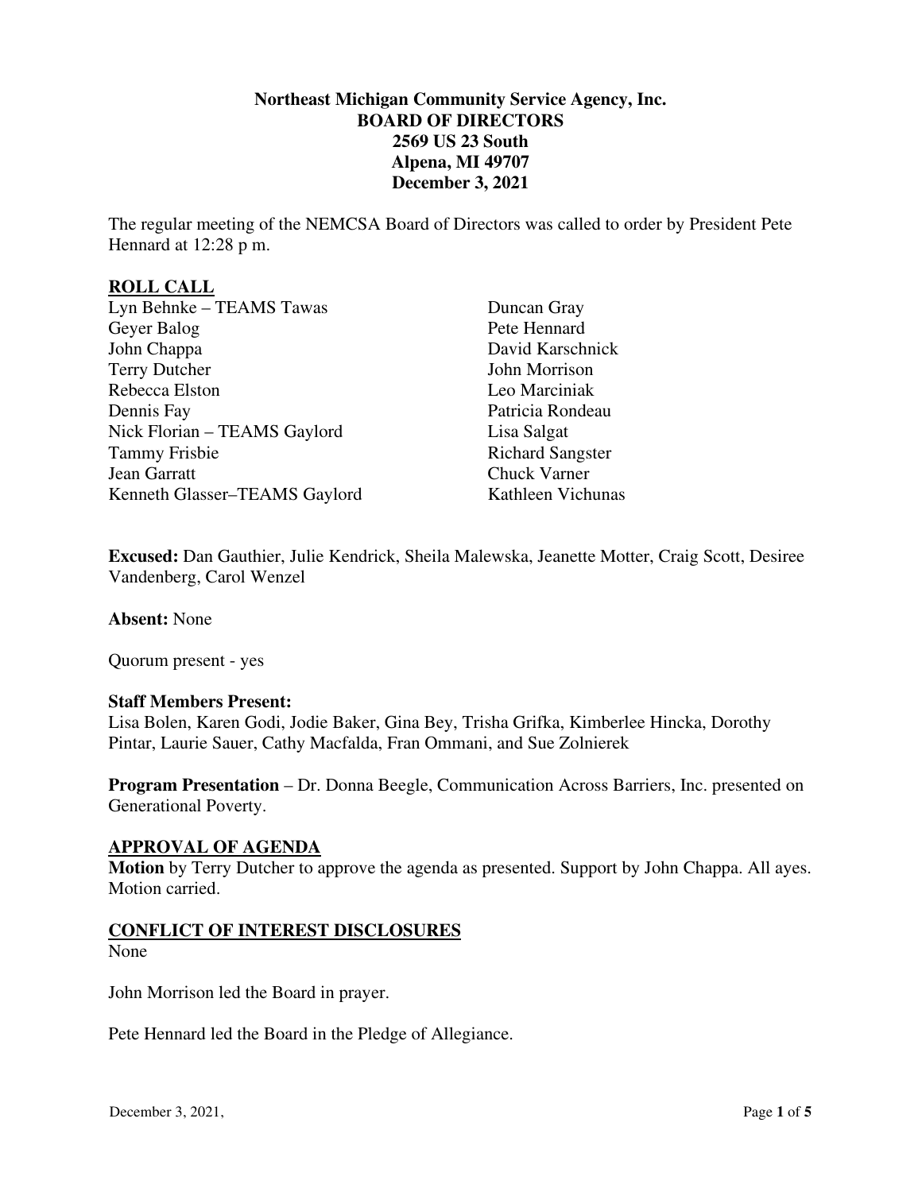**Northeast Michigan Community Service Agency, Inc.**
**BOARD OF DIRECTORS**
**2569 US 23 South**
**Alpena, MI 49707**
**December 3, 2021**

The regular meeting of the NEMCSA Board of Directors was called to order by President Pete Hennard at 12:28 p m.

## ROLL CALL

Lyn Behnke – TEAMS Tawas
Geyer Balog
John Chappa
Terry Dutcher
Rebecca Elston
Dennis Fay
Nick Florian – TEAMS Gaylord
Tammy Frisbie
Jean Garratt
Kenneth Glasser–TEAMS Gaylord
Duncan Gray
Pete Hennard
David Karschnick
John Morrison
Leo Marciniak
Patricia Rondeau
Lisa Salgat
Richard Sangster
Chuck Varner
Kathleen Vichunas

**Excused:** Dan Gauthier, Julie Kendrick, Sheila Malewska, Jeanette Motter, Craig Scott, Desiree Vandenberg, Carol Wenzel

**Absent:** None

Quorum present - yes

**Staff Members Present:**
Lisa Bolen, Karen Godi, Jodie Baker, Gina Bey, Trisha Grifka, Kimberlee Hincka, Dorothy Pintar, Laurie Sauer, Cathy Macfalda, Fran Ommani, and Sue Zolnierek

**Program Presentation** – Dr. Donna Beegle, Communication Across Barriers, Inc. presented on Generational Poverty.

## APPROVAL OF AGENDA

**Motion** by Terry Dutcher to approve the agenda as presented. Support by John Chappa. All ayes. Motion carried.

## CONFLICT OF INTEREST DISCLOSURES

None

John Morrison led the Board in prayer.

Pete Hennard led the Board in the Pledge of Allegiance.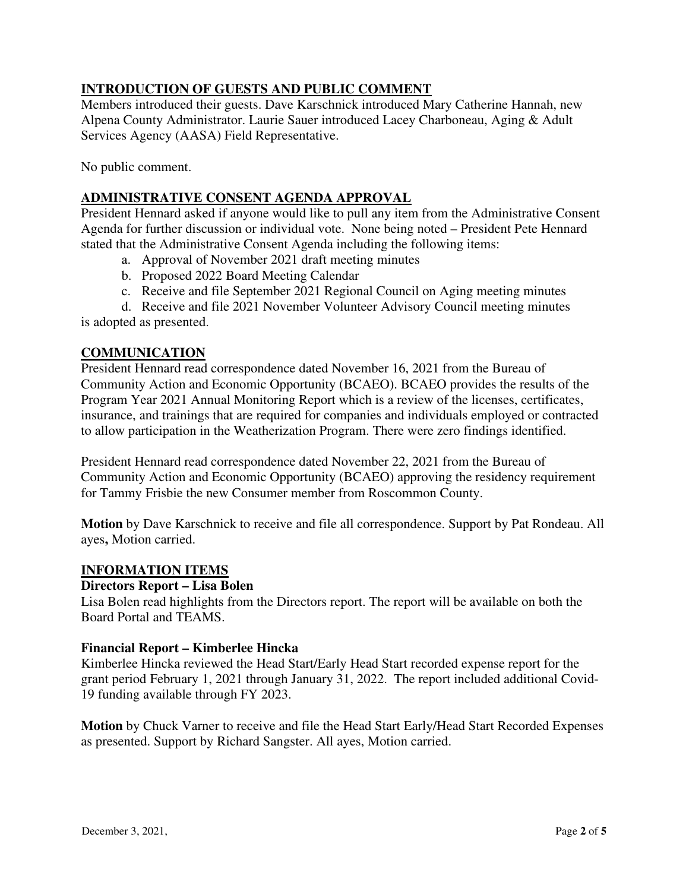**INTRODUCTION OF GUESTS AND PUBLIC COMMENT**

Members introduced their guests. Dave Karschnick introduced Mary Catherine Hannah, new Alpena County Administrator. Laurie Sauer introduced Lacey Charboneau, Aging & Adult Services Agency (AASA) Field Representative.

No public comment.

**ADMINISTRATIVE CONSENT AGENDA APPROVAL**

President Hennard asked if anyone would like to pull any item from the Administrative Consent Agenda for further discussion or individual vote. None being noted – President Pete Hennard stated that the Administrative Consent Agenda including the following items:

a. Approval of November 2021 draft meeting minutes
b. Proposed 2022 Board Meeting Calendar
c. Receive and file September 2021 Regional Council on Aging meeting minutes
d. Receive and file 2021 November Volunteer Advisory Council meeting minutes

is adopted as presented.

**COMMUNICATION**

President Hennard read correspondence dated November 16, 2021 from the Bureau of Community Action and Economic Opportunity (BCAEO). BCAEO provides the results of the Program Year 2021 Annual Monitoring Report which is a review of the licenses, certificates, insurance, and trainings that are required for companies and individuals employed or contracted to allow participation in the Weatherization Program. There were zero findings identified.

President Hennard read correspondence dated November 22, 2021 from the Bureau of Community Action and Economic Opportunity (BCAEO) approving the residency requirement for Tammy Frisbie the new Consumer member from Roscommon County.

**Motion** by Dave Karschnick to receive and file all correspondence. Support by Pat Rondeau. All ayes**,** Motion carried.

**INFORMATION ITEMS**

**Directors Report – Lisa Bolen**

Lisa Bolen read highlights from the Directors report. The report will be available on both the Board Portal and TEAMS.

**Financial Report – Kimberlee Hincka**

Kimberlee Hincka reviewed the Head Start/Early Head Start recorded expense report for the grant period February 1, 2021 through January 31, 2022. The report included additional Covid-19 funding available through FY 2023.

**Motion** by Chuck Varner to receive and file the Head Start Early/Head Start Recorded Expenses as presented. Support by Richard Sangster. All ayes, Motion carried.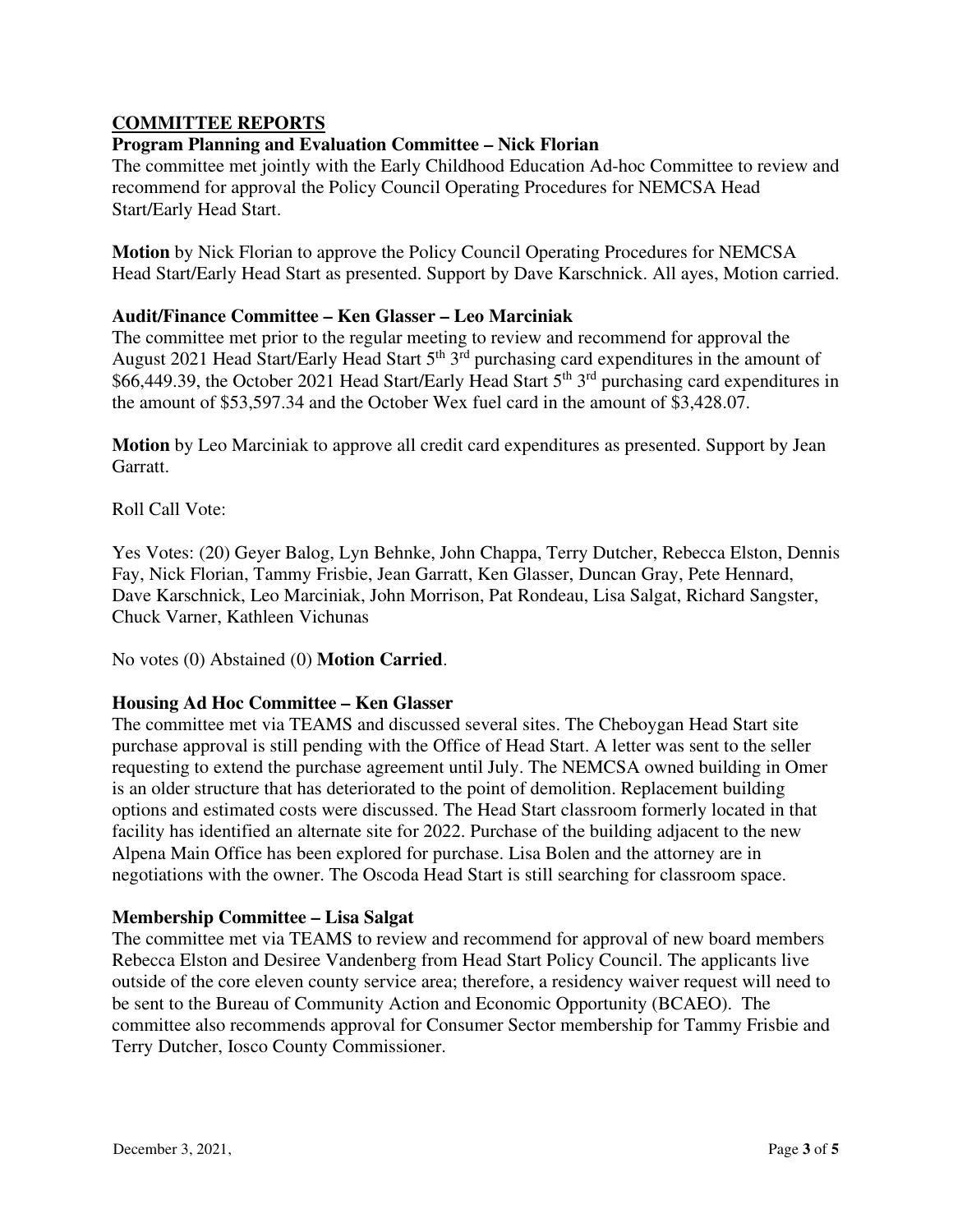**COMMITTEE REPORTS**

**Program Planning and Evaluation Committee – Nick Florian**

The committee met jointly with the Early Childhood Education Ad-hoc Committee to review and recommend for approval the Policy Council Operating Procedures for NEMCSA Head Start/Early Head Start.

**Motion** by Nick Florian to approve the Policy Council Operating Procedures for NEMCSA Head Start/Early Head Start as presented. Support by Dave Karschnick. All ayes, Motion carried.

**Audit/Finance Committee – Ken Glasser – Leo Marciniak**

The committee met prior to the regular meeting to review and recommend for approval the August 2021 Head Start/Early Head Start 5th 3rd purchasing card expenditures in the amount of $66,449.39, the October 2021 Head Start/Early Head Start 5th 3rd purchasing card expenditures in the amount of $53,597.34 and the October Wex fuel card in the amount of $3,428.07.

**Motion** by Leo Marciniak to approve all credit card expenditures as presented. Support by Jean Garratt.

Roll Call Vote:

Yes Votes: (20) Geyer Balog, Lyn Behnke, John Chappa, Terry Dutcher, Rebecca Elston, Dennis Fay, Nick Florian, Tammy Frisbie, Jean Garratt, Ken Glasser, Duncan Gray, Pete Hennard, Dave Karschnick, Leo Marciniak, John Morrison, Pat Rondeau, Lisa Salgat, Richard Sangster, Chuck Varner, Kathleen Vichunas

No votes (0) Abstained (0) **Motion Carried**.

**Housing Ad Hoc Committee – Ken Glasser**

The committee met via TEAMS and discussed several sites. The Cheboygan Head Start site purchase approval is still pending with the Office of Head Start. A letter was sent to the seller requesting to extend the purchase agreement until July. The NEMCSA owned building in Omer is an older structure that has deteriorated to the point of demolition. Replacement building options and estimated costs were discussed. The Head Start classroom formerly located in that facility has identified an alternate site for 2022. Purchase of the building adjacent to the new Alpena Main Office has been explored for purchase. Lisa Bolen and the attorney are in negotiations with the owner. The Oscoda Head Start is still searching for classroom space.

**Membership Committee – Lisa Salgat**

The committee met via TEAMS to review and recommend for approval of new board members Rebecca Elston and Desiree Vandenberg from Head Start Policy Council. The applicants live outside of the core eleven county service area; therefore, a residency waiver request will need to be sent to the Bureau of Community Action and Economic Opportunity (BCAEO). The committee also recommends approval for Consumer Sector membership for Tammy Frisbie and Terry Dutcher, Iosco County Commissioner.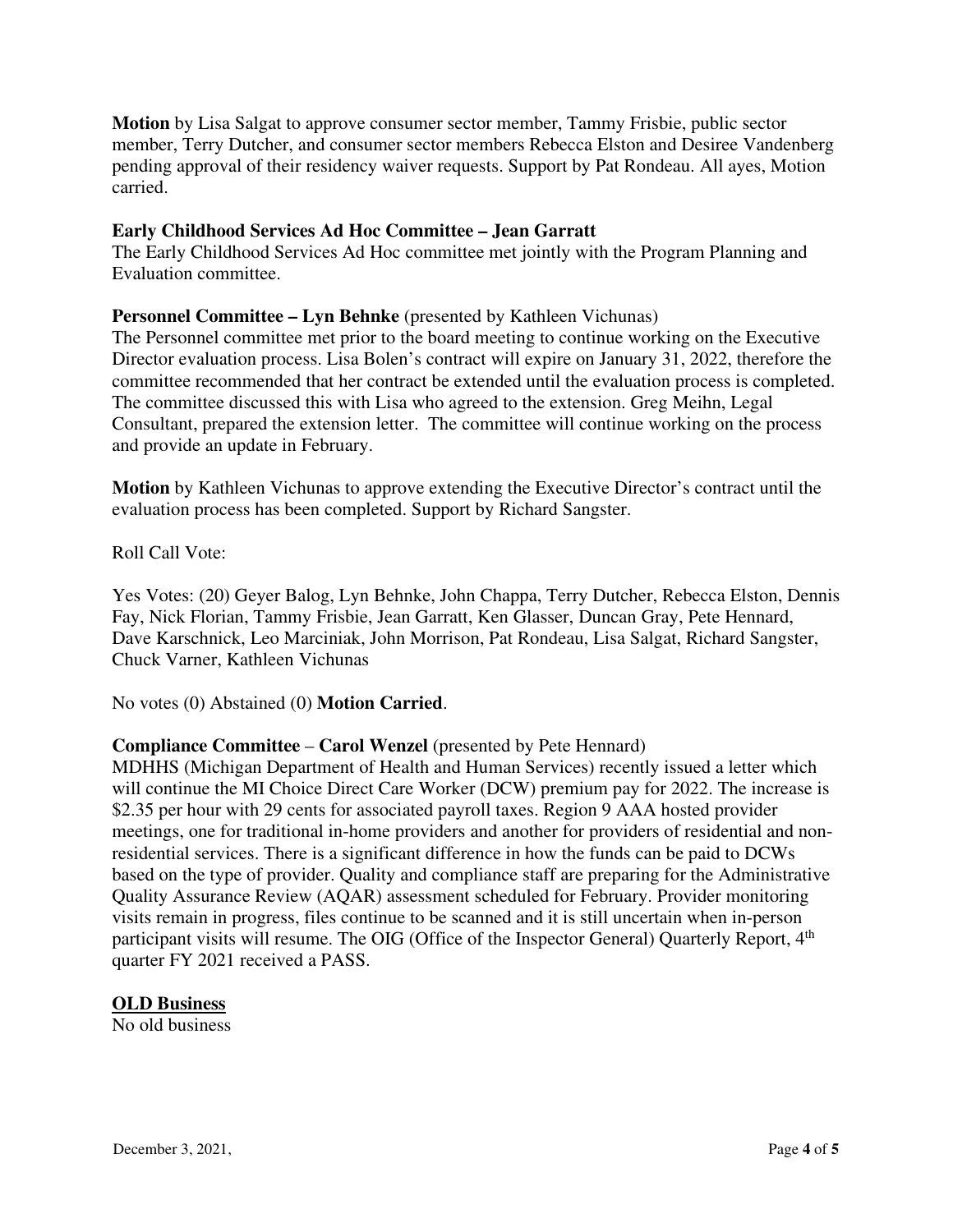**Motion** by Lisa Salgat to approve consumer sector member, Tammy Frisbie, public sector member, Terry Dutcher, and consumer sector members Rebecca Elston and Desiree Vandenberg pending approval of their residency waiver requests. Support by Pat Rondeau. All ayes, Motion carried.

**Early Childhood Services Ad Hoc Committee – Jean Garratt**

The Early Childhood Services Ad Hoc committee met jointly with the Program Planning and Evaluation committee.

**Personnel Committee – Lyn Behnke** (presented by Kathleen Vichunas)

The Personnel committee met prior to the board meeting to continue working on the Executive Director evaluation process. Lisa Bolen's contract will expire on January 31, 2022, therefore the committee recommended that her contract be extended until the evaluation process is completed. The committee discussed this with Lisa who agreed to the extension. Greg Meihn, Legal Consultant, prepared the extension letter. The committee will continue working on the process and provide an update in February.

**Motion** by Kathleen Vichunas to approve extending the Executive Director's contract until the evaluation process has been completed. Support by Richard Sangster.

Roll Call Vote:

Yes Votes: (20) Geyer Balog, Lyn Behnke, John Chappa, Terry Dutcher, Rebecca Elston, Dennis Fay, Nick Florian, Tammy Frisbie, Jean Garratt, Ken Glasser, Duncan Gray, Pete Hennard, Dave Karschnick, Leo Marciniak, John Morrison, Pat Rondeau, Lisa Salgat, Richard Sangster, Chuck Varner, Kathleen Vichunas

No votes (0) Abstained (0) **Motion Carried**.

**Compliance Committee** – **Carol Wenzel** (presented by Pete Hennard)

MDHHS (Michigan Department of Health and Human Services) recently issued a letter which will continue the MI Choice Direct Care Worker (DCW) premium pay for 2022. The increase is $2.35 per hour with 29 cents for associated payroll taxes. Region 9 AAA hosted provider meetings, one for traditional in-home providers and another for providers of residential and non-residential services. There is a significant difference in how the funds can be paid to DCWs based on the type of provider. Quality and compliance staff are preparing for the Administrative Quality Assurance Review (AQAR) assessment scheduled for February. Provider monitoring visits remain in progress, files continue to be scanned and it is still uncertain when in-person participant visits will resume. The OIG (Office of the Inspector General) Quarterly Report, 4th quarter FY 2021 received a PASS.

**OLD Business**

No old business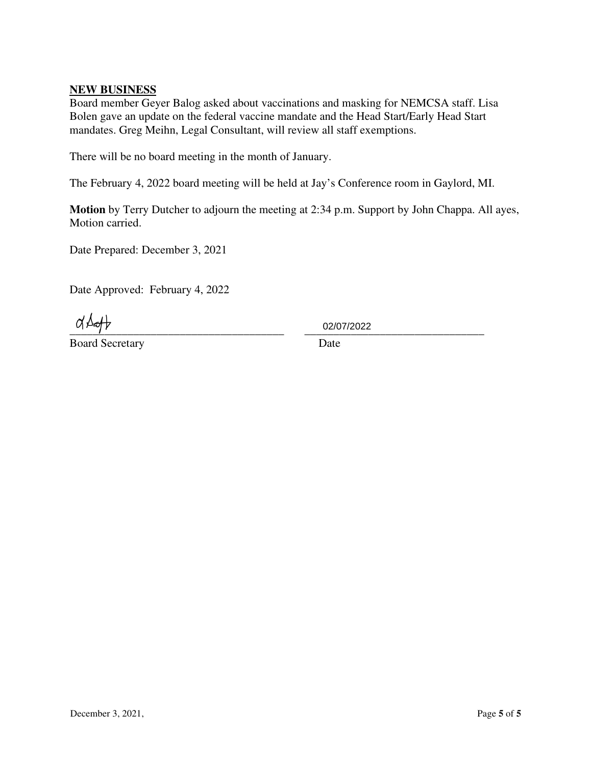**NEW BUSINESS**

Board member Geyer Balog asked about vaccinations and masking for NEMCSA staff. Lisa Bolen gave an update on the federal vaccine mandate and the Head Start/Early Head Start mandates. Greg Meihn, Legal Consultant, will review all staff exemptions.

There will be no board meeting in the month of January.

The February 4, 2022 board meeting will be held at Jay's Conference room in Gaylord, MI.

**Motion** by Terry Dutcher to adjourn the meeting at 2:34 p.m. Support by John Chappa. All ayes, Motion carried.

Date Prepared: December 3, 2021

Date Approved: February 4, 2022

_______________________________ 02/07/2022

Board Secretary Date